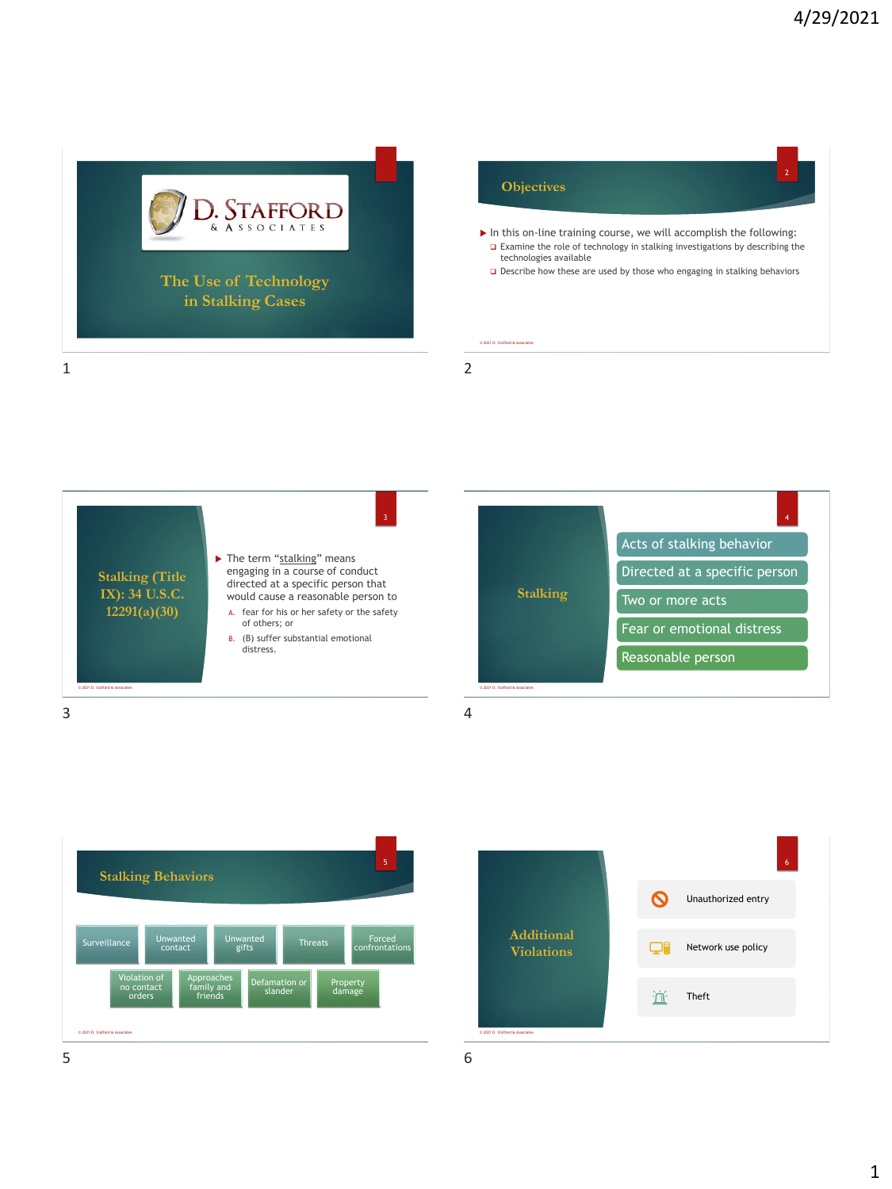# The Use of Technology in Stalking Cases

D. STAFFORD & ASSOCIATES

## Objectives

- In this on-line training course, we will accomplish the following:
  - Examine the role of technology in stalking investigations by describing the technologies available
  - Describe how these are used by those who engaging in stalking behaviors

© 2021 D. Stafford & Associates

## Stalking (Title IX): 34 U.S.C. 12291(a)(30)

- The term "stalking" means engaging in a course of conduct directed at a specific person that would cause a reasonable person to
  - A. fear for his or her safety or the safety of others; or
  - B. (B) suffer substantial emotional distress.

© 2021 D. Stafford & Associates

## Stalking

- Acts of stalking behavior
- Directed at a specific person
- Two or more acts
- Fear or emotional distress
- Reasonable person

© 2021 D. Stafford & Associates

## Stalking Behaviors

- Surveillance
- Unwanted contact
- Unwanted gifts
- Threats
- Forced confrontations
- Violation of no contact orders
- Approaches family and friends
- Defamation or slander
- Property damage

© 2021 D. Stafford & Associates

## Additional Violations

- Unauthorized entry
- Network use policy
- Theft

© 2021 D. Stafford & Associates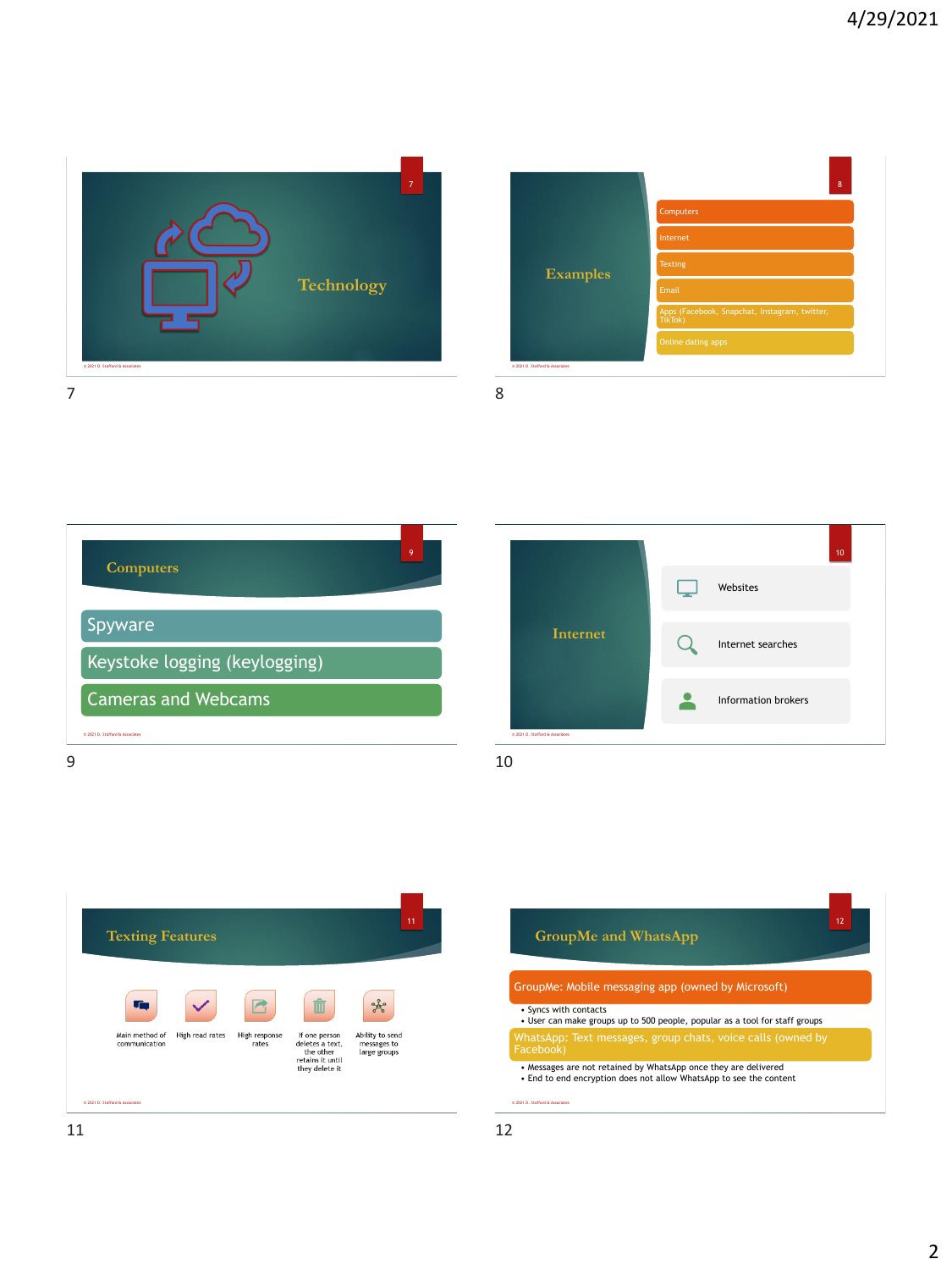## Technology

## Examples

- Computers
- Internet
- Texting
- Email
- Apps (Facebook, Snapchat, Instagram, twitter, TikTok)
- Online dating apps

## Computers

- Spyware
- Keystoke logging (keylogging)
- Cameras and Webcams

## Internet

- Websites
- Internet searches
- Information brokers

## Texting Features

- Main method of communication
- High read rates
- High response rates
- If one person deletes a text, the other retains it until they delete it
- Ability to send messages to large groups

## GroupMe and WhatsApp

**GroupMe: Mobile messaging app (owned by Microsoft)**

- Syncs with contacts
- User can make groups up to 500 people, popular as a tool for staff groups

**WhatsApp: Text messages, group chats, voice calls (owned by Facebook)**

- Messages are not retained by WhatsApp once they are delivered
- End to end encryption does not allow WhatsApp to see the content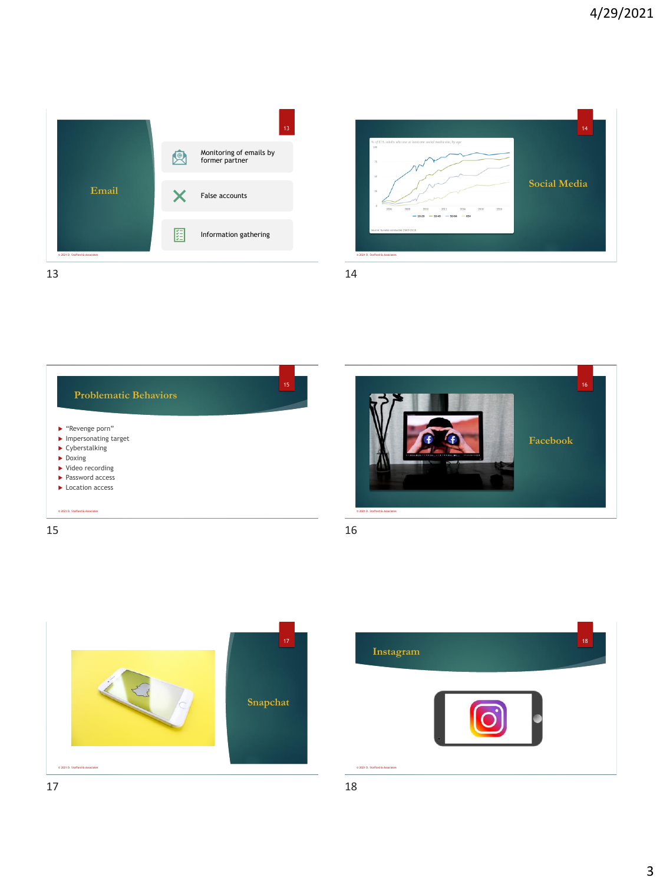## Email

- Monitoring of emails by former partner
- False accounts
- Information gathering

© 2021 D. Stafford & Associates

## Social Media

© 2021 D. Stafford & Associates

## Problematic Behaviors

- "Revenge porn"
- Impersonating target
- Cyberstalking
- Doxing
- Video recording
- Password access
- Location access

© 2021 D. Stafford & Associates

## Facebook

© 2021 D. Stafford & Associates

## Snapchat

© 2021 D. Stafford & Associates

## Instagram

© 2021 D. Stafford & Associates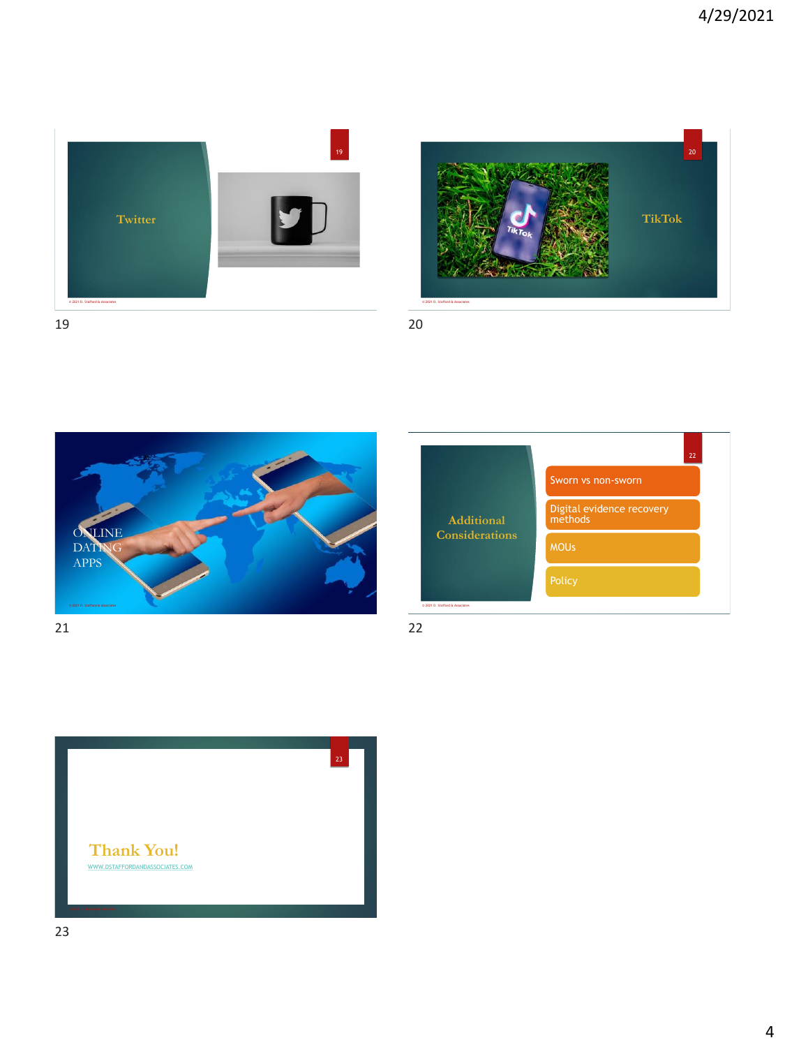Twitter

TikTok

ONLINE DATING APPS

Additional Considerations

- Sworn vs non-sworn
- Digital evidence recovery methods
- MOUs
- Policy

Thank You!

WWW.DSTAFFORDANDASSOCIATES.COM